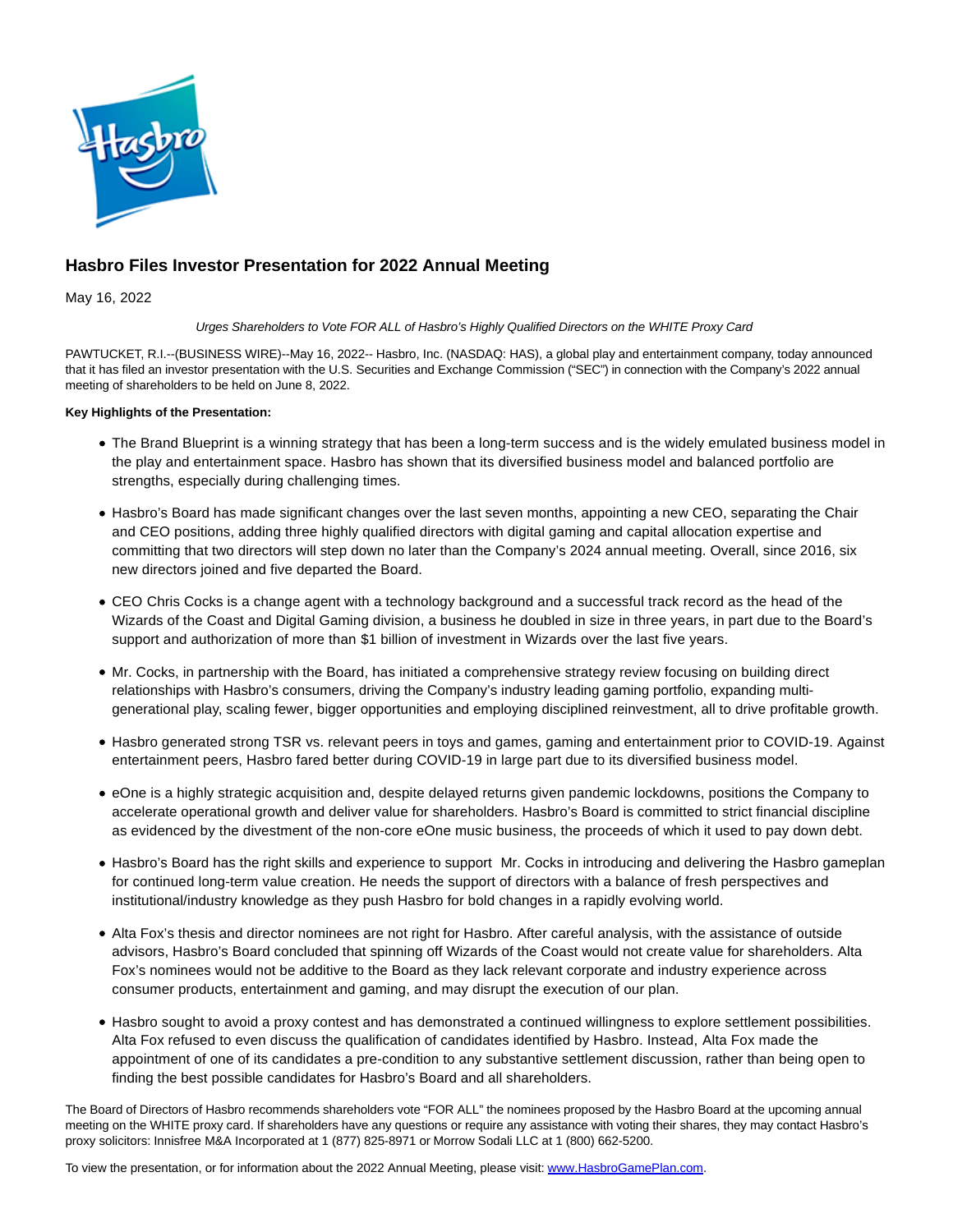# Hasbro Files Investor Presentation for 2022 Annual Meeting

May 16, 2022

*Urges Shareholders to Vote FOR ALL of Hasbro's Highly Qualified Directors on the WHITE Proxy Card*

PAWTUCKET, R.I.--(BUSINESS WIRE)--May 16, 2022-- Hasbro, Inc. (NASDAQ: HAS), a global play and entertainment company, today announced that it has filed an investor presentation with the U.S. Securities and Exchange Commission ("SEC") in connection with the Company's 2022 annual meeting of shareholders to be held on June 8, 2022.

**Key Highlights of the Presentation:**

- The Brand Blueprint is a winning strategy that has been a long-term success and is the widely emulated business model in the play and entertainment space. Hasbro has shown that its diversified business model and balanced portfolio are strengths, especially during challenging times.
- Hasbro's Board has made significant changes over the last seven months, appointing a new CEO, separating the Chair and CEO positions, adding three highly qualified directors with digital gaming and capital allocation expertise and committing that two directors will step down no later than the Company's 2024 annual meeting. Overall, since 2016, six new directors joined and five departed the Board.
- CEO Chris Cocks is a change agent with a technology background and a successful track record as the head of the Wizards of the Coast and Digital Gaming division, a business he doubled in size in three years, in part due to the Board's support and authorization of more than $1 billion of investment in Wizards over the last five years.
- Mr. Cocks, in partnership with the Board, has initiated a comprehensive strategy review focusing on building direct relationships with Hasbro's consumers, driving the Company's industry leading gaming portfolio, expanding multi-generational play, scaling fewer, bigger opportunities and employing disciplined reinvestment, all to drive profitable growth.
- Hasbro generated strong TSR vs. relevant peers in toys and games, gaming and entertainment prior to COVID-19. Against entertainment peers, Hasbro fared better during COVID-19 in large part due to its diversified business model.
- eOne is a highly strategic acquisition and, despite delayed returns given pandemic lockdowns, positions the Company to accelerate operational growth and deliver value for shareholders. Hasbro's Board is committed to strict financial discipline as evidenced by the divestment of the non-core eOne music business, the proceeds of which it used to pay down debt.
- Hasbro's Board has the right skills and experience to support Mr. Cocks in introducing and delivering the Hasbro gameplan for continued long-term value creation. He needs the support of directors with a balance of fresh perspectives and institutional/industry knowledge as they push Hasbro for bold changes in a rapidly evolving world.
- Alta Fox's thesis and director nominees are not right for Hasbro. After careful analysis, with the assistance of outside advisors, Hasbro's Board concluded that spinning off Wizards of the Coast would not create value for shareholders. Alta Fox's nominees would not be additive to the Board as they lack relevant corporate and industry experience across consumer products, entertainment and gaming, and may disrupt the execution of our plan.
- Hasbro sought to avoid a proxy contest and has demonstrated a continued willingness to explore settlement possibilities. Alta Fox refused to even discuss the qualification of candidates identified by Hasbro. Instead, Alta Fox made the appointment of one of its candidates a pre-condition to any substantive settlement discussion, rather than being open to finding the best possible candidates for Hasbro's Board and all shareholders.

The Board of Directors of Hasbro recommends shareholders vote "FOR ALL" the nominees proposed by the Hasbro Board at the upcoming annual meeting on the WHITE proxy card. If shareholders have any questions or require any assistance with voting their shares, they may contact Hasbro's proxy solicitors: Innisfree M&A Incorporated at 1 (877) 825-8971 or Morrow Sodali LLC at 1 (800) 662-5200.

To view the presentation, or for information about the 2022 Annual Meeting, please visit: www.HasbroGamePlan.com.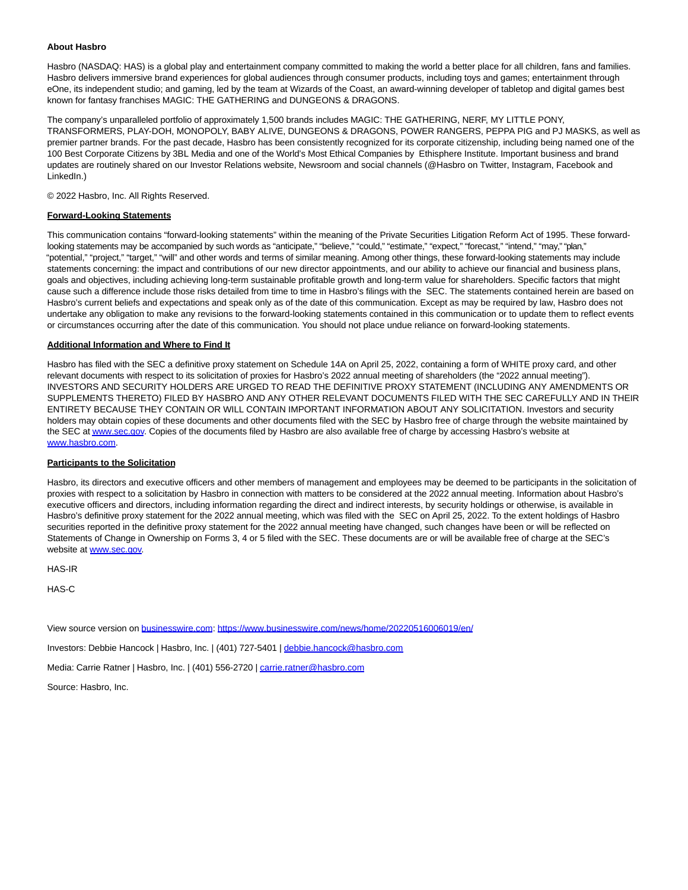**About Hasbro**

Hasbro (NASDAQ: HAS) is a global play and entertainment company committed to making the world a better place for all children, fans and families. Hasbro delivers immersive brand experiences for global audiences through consumer products, including toys and games; entertainment through eOne, its independent studio; and gaming, led by the team at Wizards of the Coast, an award-winning developer of tabletop and digital games best known for fantasy franchises MAGIC: THE GATHERING and DUNGEONS & DRAGONS.

The company's unparalleled portfolio of approximately 1,500 brands includes MAGIC: THE GATHERING, NERF, MY LITTLE PONY, TRANSFORMERS, PLAY-DOH, MONOPOLY, BABY ALIVE, DUNGEONS & DRAGONS, POWER RANGERS, PEPPA PIG and PJ MASKS, as well as premier partner brands. For the past decade, Hasbro has been consistently recognized for its corporate citizenship, including being named one of the 100 Best Corporate Citizens by 3BL Media and one of the World's Most Ethical Companies by Ethisphere Institute. Important business and brand updates are routinely shared on our Investor Relations website, Newsroom and social channels (@Hasbro on Twitter, Instagram, Facebook and LinkedIn.)

© 2022 Hasbro, Inc. All Rights Reserved.

**Forward-Looking Statements**

This communication contains "forward-looking statements" within the meaning of the Private Securities Litigation Reform Act of 1995. These forward-looking statements may be accompanied by such words as "anticipate," "believe," "could," "estimate," "expect," "forecast," "intend," "may," "plan," "potential," "project," "target," "will" and other words and terms of similar meaning. Among other things, these forward-looking statements may include statements concerning: the impact and contributions of our new director appointments, and our ability to achieve our financial and business plans, goals and objectives, including achieving long-term sustainable profitable growth and long-term value for shareholders. Specific factors that might cause such a difference include those risks detailed from time to time in Hasbro's filings with the SEC. The statements contained herein are based on Hasbro's current beliefs and expectations and speak only as of the date of this communication. Except as may be required by law, Hasbro does not undertake any obligation to make any revisions to the forward-looking statements contained in this communication or to update them to reflect events or circumstances occurring after the date of this communication. You should not place undue reliance on forward-looking statements.

**Additional Information and Where to Find It**

Hasbro has filed with the SEC a definitive proxy statement on Schedule 14A on April 25, 2022, containing a form of WHITE proxy card, and other relevant documents with respect to its solicitation of proxies for Hasbro's 2022 annual meeting of shareholders (the "2022 annual meeting"). INVESTORS AND SECURITY HOLDERS ARE URGED TO READ THE DEFINITIVE PROXY STATEMENT (INCLUDING ANY AMENDMENTS OR SUPPLEMENTS THERETO) FILED BY HASBRO AND ANY OTHER RELEVANT DOCUMENTS FILED WITH THE SEC CAREFULLY AND IN THEIR ENTIRETY BECAUSE THEY CONTAIN OR WILL CONTAIN IMPORTANT INFORMATION ABOUT ANY SOLICITATION. Investors and security holders may obtain copies of these documents and other documents filed with the SEC by Hasbro free of charge through the website maintained by the SEC at www.sec.gov. Copies of the documents filed by Hasbro are also available free of charge by accessing Hasbro's website at www.hasbro.com.

**Participants to the Solicitation**

Hasbro, its directors and executive officers and other members of management and employees may be deemed to be participants in the solicitation of proxies with respect to a solicitation by Hasbro in connection with matters to be considered at the 2022 annual meeting. Information about Hasbro's executive officers and directors, including information regarding the direct and indirect interests, by security holdings or otherwise, is available in Hasbro's definitive proxy statement for the 2022 annual meeting, which was filed with the SEC on April 25, 2022. To the extent holdings of Hasbro securities reported in the definitive proxy statement for the 2022 annual meeting have changed, such changes have been or will be reflected on Statements of Change in Ownership on Forms 3, 4 or 5 filed with the SEC. These documents are or will be available free of charge at the SEC's website at www.sec.gov.

HAS-IR

HAS-C

View source version on businesswire.com: https://www.businesswire.com/news/home/20220516006019/en/

Investors: Debbie Hancock | Hasbro, Inc. | (401) 727-5401 | debbie.hancock@hasbro.com

Media: Carrie Ratner | Hasbro, Inc. | (401) 556-2720 | carrie.ratner@hasbro.com

Source: Hasbro, Inc.